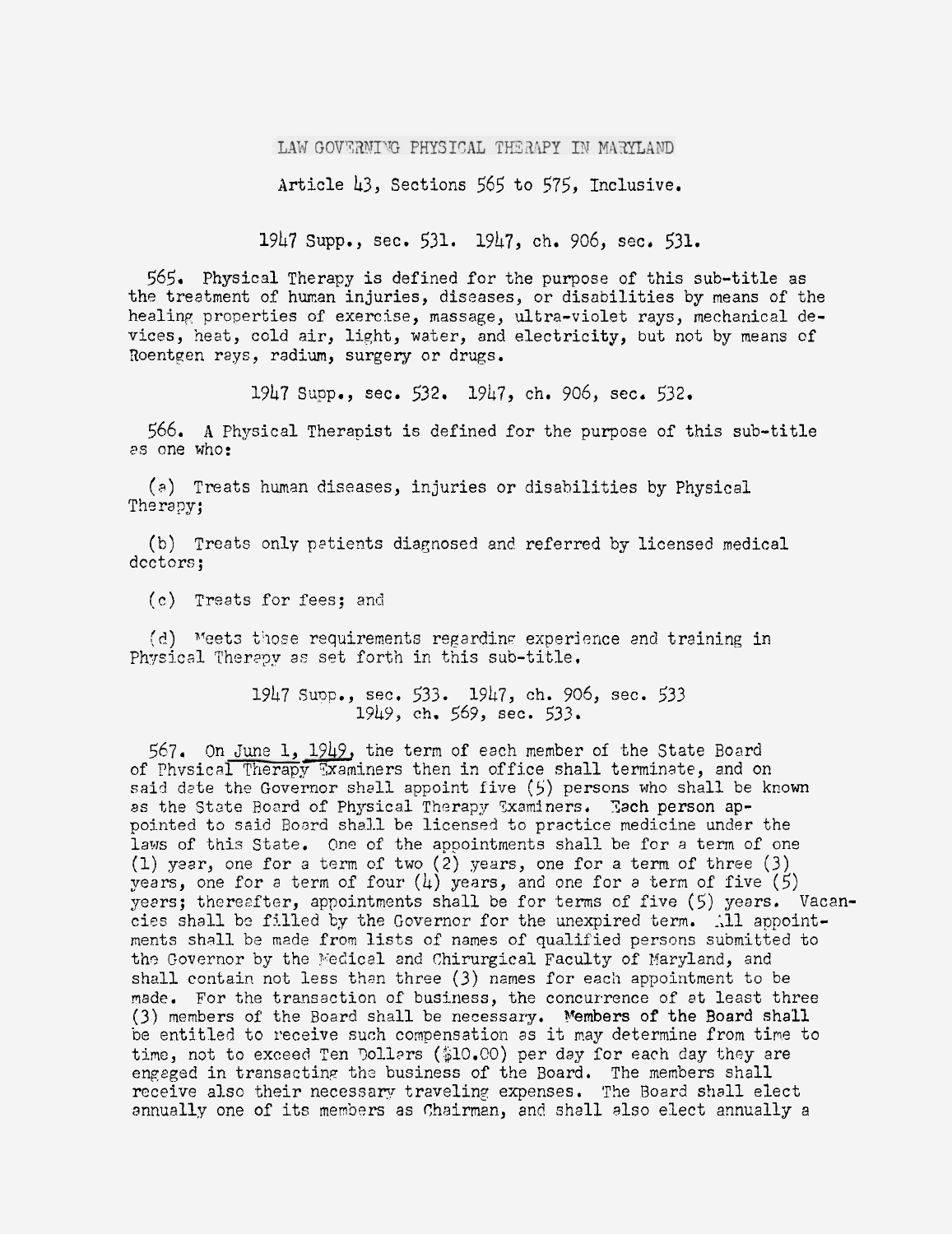# LAW GOVERNING PHYSICAL THERAPY IN MARYLAND

## Article 43, Sections 565 to 575, Inclusive.

1947 Supp., sec. 531. 1947, ch. 906, sec. 531.

565. Physical Therapy is defined for the purpose of this sub-title as the treatment of human injuries, diseases, or disabilities by means of the healing properties of exercise, massage, ultra-violet rays, mechanical devices, heat, cold air, light, water, and electricity, but not by means of Roentgen rays, radium, surgery or drugs.

1947 Supp., sec. 532. 1947, ch. 906, sec. 532.

566. A Physical Therapist is defined for the purpose of this sub-title as one who:

(a) Treats human diseases, injuries or disabilities by Physical Therapy;

(b) Treats only patients diagnosed and referred by licensed medical doctors;

(c) Treats for fees; and

(d) Meets those requirements regarding experience and training in Physical Therapy as set forth in this sub-title.

1947 Supp., sec. 533. 1947, ch. 906, sec. 533
1949, ch. 569, sec. 533.

567. On June 1, 1949, the term of each member of the State Board of Physical Therapy Examiners then in office shall terminate, and on said date the Governor shall appoint five (5) persons who shall be known as the State Board of Physical Therapy Examiners. Each person appointed to said Board shall be licensed to practice medicine under the laws of this State. One of the appointments shall be for a term of one (1) year, one for a term of two (2) years, one for a term of three (3) years, one for a term of four (4) years, and one for a term of five (5) years; thereafter, appointments shall be for terms of five (5) years. Vacancies shall be filled by the Governor for the unexpired term. All appointments shall be made from lists of names of qualified persons submitted to the Governor by the Medical and Chirurgical Faculty of Maryland, and shall contain not less than three (3) names for each appointment to be made. For the transaction of business, the concurrence of at least three (3) members of the Board shall be necessary. Members of the Board shall be entitled to receive such compensation as it may determine from time to time, not to exceed Ten Dollars ($10.00) per day for each day they are engaged in transacting the business of the Board. The members shall receive also their necessary traveling expenses. The Board shall elect annually one of its members as Chairman, and shall also elect annually a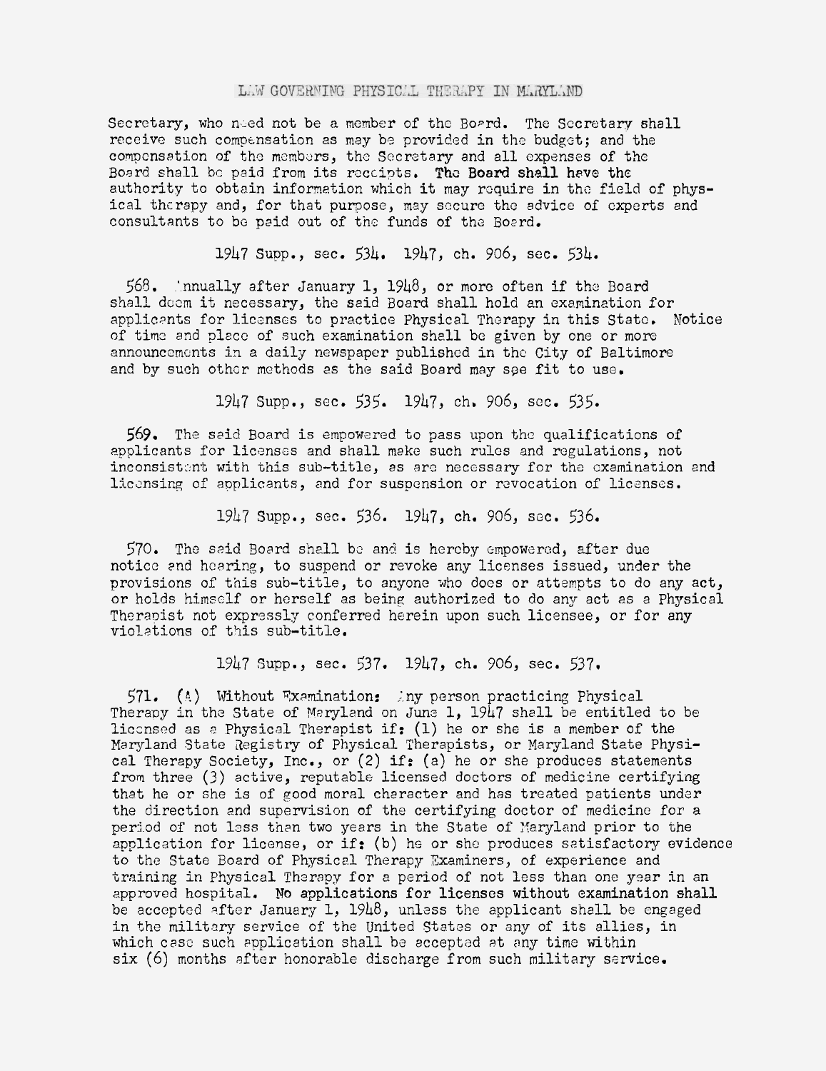Secretary, who need not be a member of the Board. The Secretary shall receive such compensation as may be provided in the budget; and the compensation of the members, the Secretary and all expenses of the Board shall be paid from its receipts. The Board shall have the authority to obtain information which it may require in the field of physical therapy and, for that purpose, may secure the advice of experts and consultants to be paid out of the funds of the Board.

1947 Supp., sec. 534. 1947, ch. 906, sec. 534.

568. Annually after January 1, 1948, or more often if the Board shall deem it necessary, the said Board shall hold an examination for applicants for licenses to practice Physical Therapy in this State. Notice of time and place of such examination shall be given by one or more announcements in a daily newspaper published in the City of Baltimore and by such other methods as the said Board may see fit to use.

1947 Supp., sec. 535. 1947, ch. 906, sec. 535.

569. The said Board is empowered to pass upon the qualifications of applicants for licenses and shall make such rules and regulations, not inconsistent with this sub-title, as are necessary for the examination and licensing of applicants, and for suspension or revocation of licenses.

1947 Supp., sec. 536. 1947, ch. 906, sec. 536.

570. The said Board shall be and is hereby empowered, after due notice and hearing, to suspend or revoke any licenses issued, under the provisions of this sub-title, to anyone who does or attempts to do any act, or holds himself or herself as being authorized to do any act as a Physical Therapist not expressly conferred herein upon such licensee, or for any violations of this sub-title.

1947 Supp., sec. 537. 1947, ch. 906, sec. 537.

571. (A) Without Examination: Any person practicing Physical Therapy in the State of Maryland on June 1, 1947 shall be entitled to be licensed as a Physical Therapist if: (1) he or she is a member of the Maryland State Registry of Physical Therapists, or Maryland State Physical Therapy Society, Inc., or (2) if: (a) he or she produces statements from three (3) active, reputable licensed doctors of medicine certifying that he or she is of good moral character and has treated patients under the direction and supervision of the certifying doctor of medicine for a period of not less than two years in the State of Maryland prior to the application for license, or if: (b) he or she produces satisfactory evidence to the State Board of Physical Therapy Examiners, of experience and training in Physical Therapy for a period of not less than one year in an approved hospital. No applications for licenses without examination shall be accepted after January 1, 1948, unless the applicant shall be engaged in the military service of the United States or any of its allies, in which case such application shall be accepted at any time within six (6) months after honorable discharge from such military service.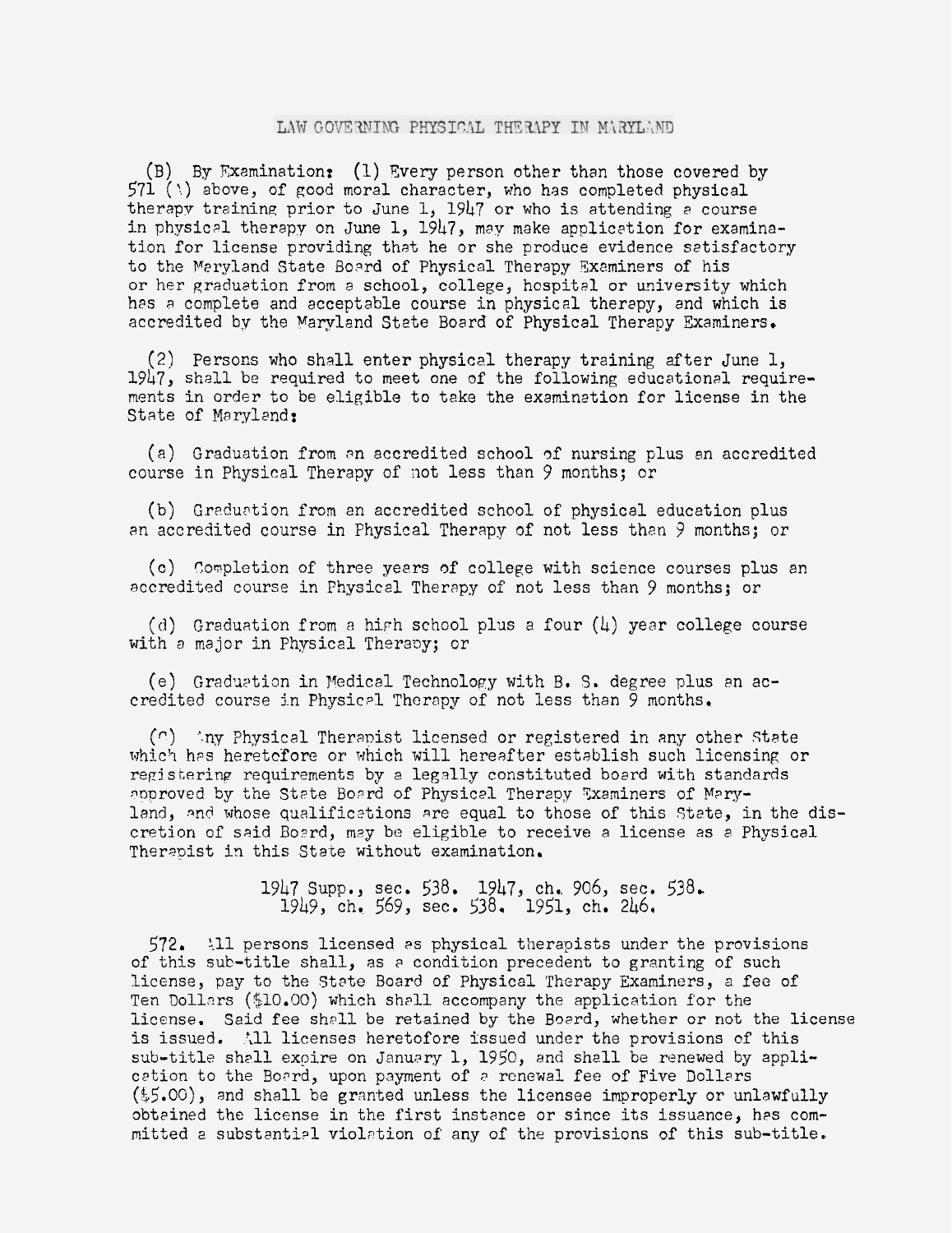LAW GOVERNING PHYSICAL THERAPY IN MARYLAND

(B) By Examination: (1) Every person other than those covered by 571 (A) above, of good moral character, who has completed physical therapy training prior to June 1, 1947 or who is attending a course in physical therapy on June 1, 1947, may make application for examination for license providing that he or she produce evidence satisfactory to the Maryland State Board of Physical Therapy Examiners of his or her graduation from a school, college, hospital or university which has a complete and acceptable course in physical therapy, and which is accredited by the Maryland State Board of Physical Therapy Examiners.

(2) Persons who shall enter physical therapy training after June 1, 1947, shall be required to meet one of the following educational requirements in order to be eligible to take the examination for license in the State of Maryland:

(a) Graduation from an accredited school of nursing plus an accredited course in Physical Therapy of not less than 9 months; or

(b) Graduation from an accredited school of physical education plus an accredited course in Physical Therapy of not less than 9 months; or

(c) Completion of three years of college with science courses plus an accredited course in Physical Therapy of not less than 9 months; or

(d) Graduation from a high school plus a four (4) year college course with a major in Physical Therapy; or

(e) Graduation in Medical Technology with B. S. degree plus an accredited course in Physical Therapy of not less than 9 months.

(C) Any Physical Therapist licensed or registered in any other State which has heretofore or which will hereafter establish such licensing or registering requirements by a legally constituted board with standards approved by the State Board of Physical Therapy Examiners of Maryland, and whose qualifications are equal to those of this State, in the discretion of said Board, may be eligible to receive a license as a Physical Therapist in this State without examination.

1947 Supp., sec. 538. 1947, ch. 906, sec. 538.
1949, ch. 569, sec. 538. 1951, ch. 246.

572. All persons licensed as physical therapists under the provisions of this sub-title shall, as a condition precedent to granting of such license, pay to the State Board of Physical Therapy Examiners, a fee of Ten Dollars ($10.00) which shall accompany the application for the license. Said fee shall be retained by the Board, whether or not the license is issued. All licenses heretofore issued under the provisions of this sub-title shall expire on January 1, 1950, and shall be renewed by application to the Board, upon payment of a renewal fee of Five Dollars ($5.00), and shall be granted unless the licensee improperly or unlawfully obtained the license in the first instance or since its issuance, has committed a substantial violation of any of the provisions of this sub-title.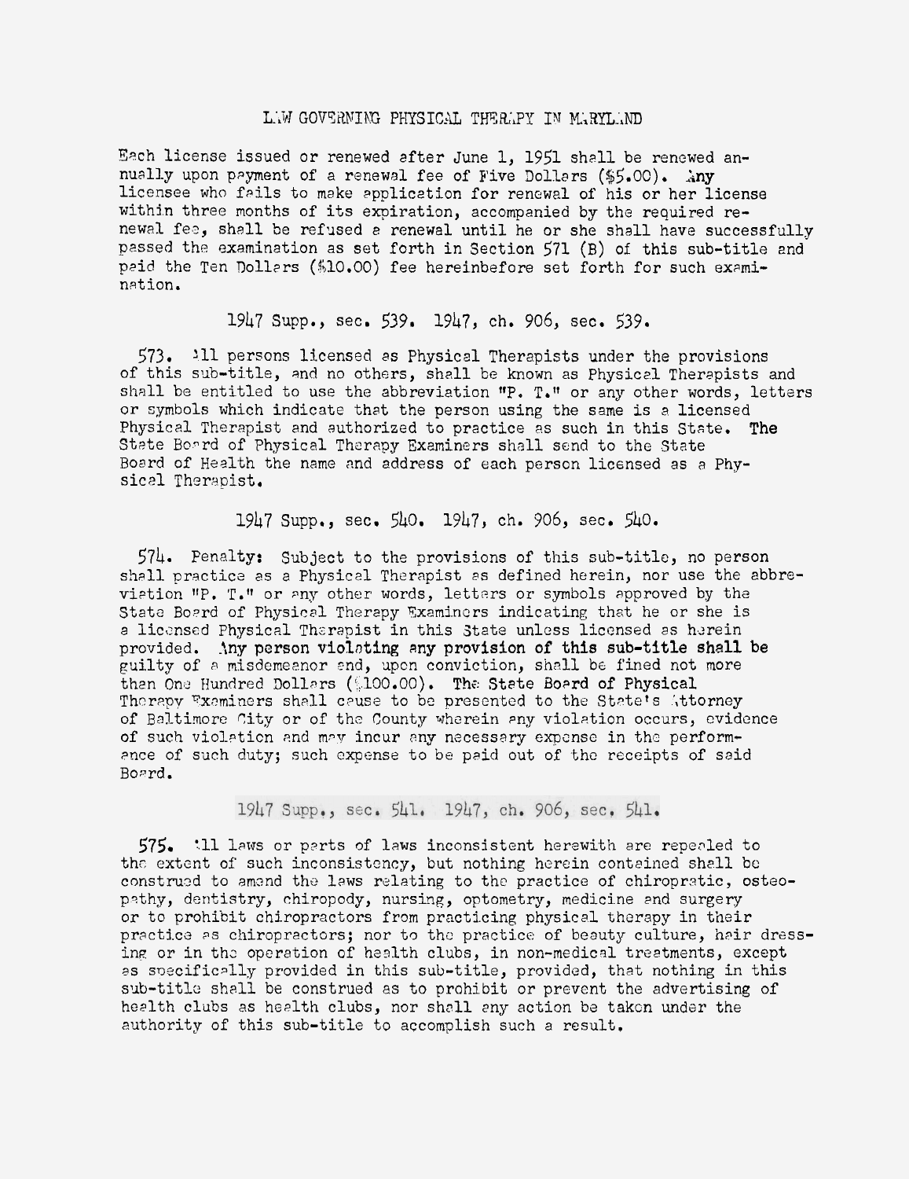LAW GOVERNING PHYSICAL THERAPY IN MARYLAND

Each license issued or renewed after June 1, 1951 shall be renewed annually upon payment of a renewal fee of Five Dollars ($5.00). Any licensee who fails to make application for renewal of his or her license within three months of its expiration, accompanied by the required renewal fee, shall be refused a renewal until he or she shall have successfully passed the examination as set forth in Section 571 (B) of this sub-title and paid the Ten Dollars ($10.00) fee hereinbefore set forth for such examination.

1947 Supp., sec. 539. 1947, ch. 906, sec. 539.

573. All persons licensed as Physical Therapists under the provisions of this sub-title, and no others, shall be known as Physical Therapists and shall be entitled to use the abbreviation "P. T." or any other words, letters or symbols which indicate that the person using the same is a licensed Physical Therapist and authorized to practice as such in this State. The State Board of Physical Therapy Examiners shall send to the State Board of Health the name and address of each person licensed as a Physical Therapist.

1947 Supp., sec. 540. 1947, ch. 906, sec. 540.

574. Penalty: Subject to the provisions of this sub-title, no person shall practice as a Physical Therapist as defined herein, nor use the abbreviation "P. T." or any other words, letters or symbols approved by the State Board of Physical Therapy Examiners indicating that he or she is a licensed Physical Therapist in this State unless licensed as herein provided. Any person violating any provision of this sub-title shall be guilty of a misdemeanor and, upon conviction, shall be fined not more than One Hundred Dollars ($100.00). The State Board of Physical Therapy Examiners shall cause to be presented to the State's Attorney of Baltimore City or of the County wherein any violation occurs, evidence of such violation and may incur any necessary expense in the performance of such duty; such expense to be paid out of the receipts of said Board.

1947 Supp., sec. 541. 1947, ch. 906, sec. 541.

575. All laws or parts of laws inconsistent herewith are repealed to the extent of such inconsistency, but nothing herein contained shall be construed to amend the laws relating to the practice of chiropratic, osteopathy, dentistry, chiropody, nursing, optometry, medicine and surgery or to prohibit chiropractors from practicing physical therapy in their practice as chiropractors; nor to the practice of beauty culture, hair dressing or in the operation of health clubs, in non-medical treatments, except as specifically provided in this sub-title, provided, that nothing in this sub-title shall be construed as to prohibit or prevent the advertising of health clubs as health clubs, nor shall any action be taken under the authority of this sub-title to accomplish such a result.